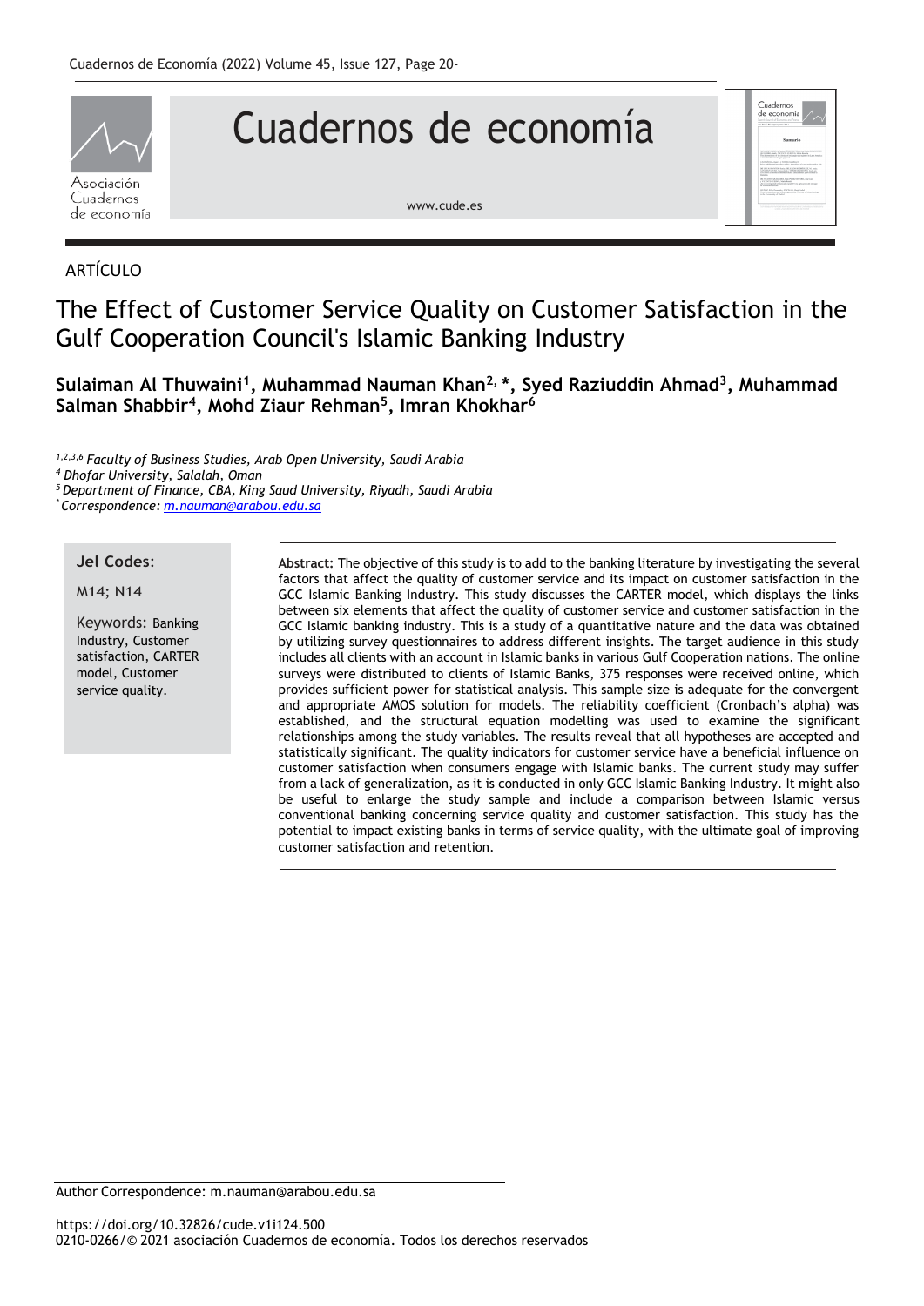ARTÍCULO

# The Effect of Customer Service Quality on Customer Satisfaction in the Gulf Cooperation Council's Islamic Banking Industry

**Sulaiman Al Thuwaini[1], Muhammad Nauman Khan[2,*], Syed Raziuddin Ahmad[3], Muhammad Salman Shabbir[4], Mohd Ziaur Rehman[5], Imran Khokhar[6]**

*[1,2,3,6] Faculty of Business Studies, Arab Open University, Saudi Arabia*
*[4] Dhofar University, Salalah, Oman*
*[5] Department of Finance, CBA, King Saud University, Riyadh, Saudi Arabia*
*[*] Correspondence: m.nauman@arabou.edu.sa*

**Jel Codes:**

M14; N14

Keywords: Banking Industry, Customer satisfaction, CARTER model, Customer service quality.

**Abstract:** The objective of this study is to add to the banking literature by investigating the several factors that affect the quality of customer service and its impact on customer satisfaction in the GCC Islamic Banking Industry. This study discusses the CARTER model, which displays the links between six elements that affect the quality of customer service and customer satisfaction in the GCC Islamic banking industry. This is a study of a quantitative nature and the data was obtained by utilizing survey questionnaires to address different insights. The target audience in this study includes all clients with an account in Islamic banks in various Gulf Cooperation nations. The online surveys were distributed to clients of Islamic Banks, 375 responses were received online, which provides sufficient power for statistical analysis. This sample size is adequate for the convergent and appropriate AMOS solution for models. The reliability coefficient (Cronbach's alpha) was established, and the structural equation modelling was used to examine the significant relationships among the study variables. The results reveal that all hypotheses are accepted and statistically significant. The quality indicators for customer service have a beneficial influence on customer satisfaction when consumers engage with Islamic banks. The current study may suffer from a lack of generalization, as it is conducted in only GCC Islamic Banking Industry. It might also be useful to enlarge the study sample and include a comparison between Islamic versus conventional banking concerning service quality and customer satisfaction. This study has the potential to impact existing banks in terms of service quality, with the ultimate goal of improving customer satisfaction and retention.

Author Correspondence: m.nauman@arabou.edu.sa

https://doi.org/10.32826/cude.v1i124.500
0210-0266/© 2021 asociación Cuadernos de economía. Todos los derechos reservados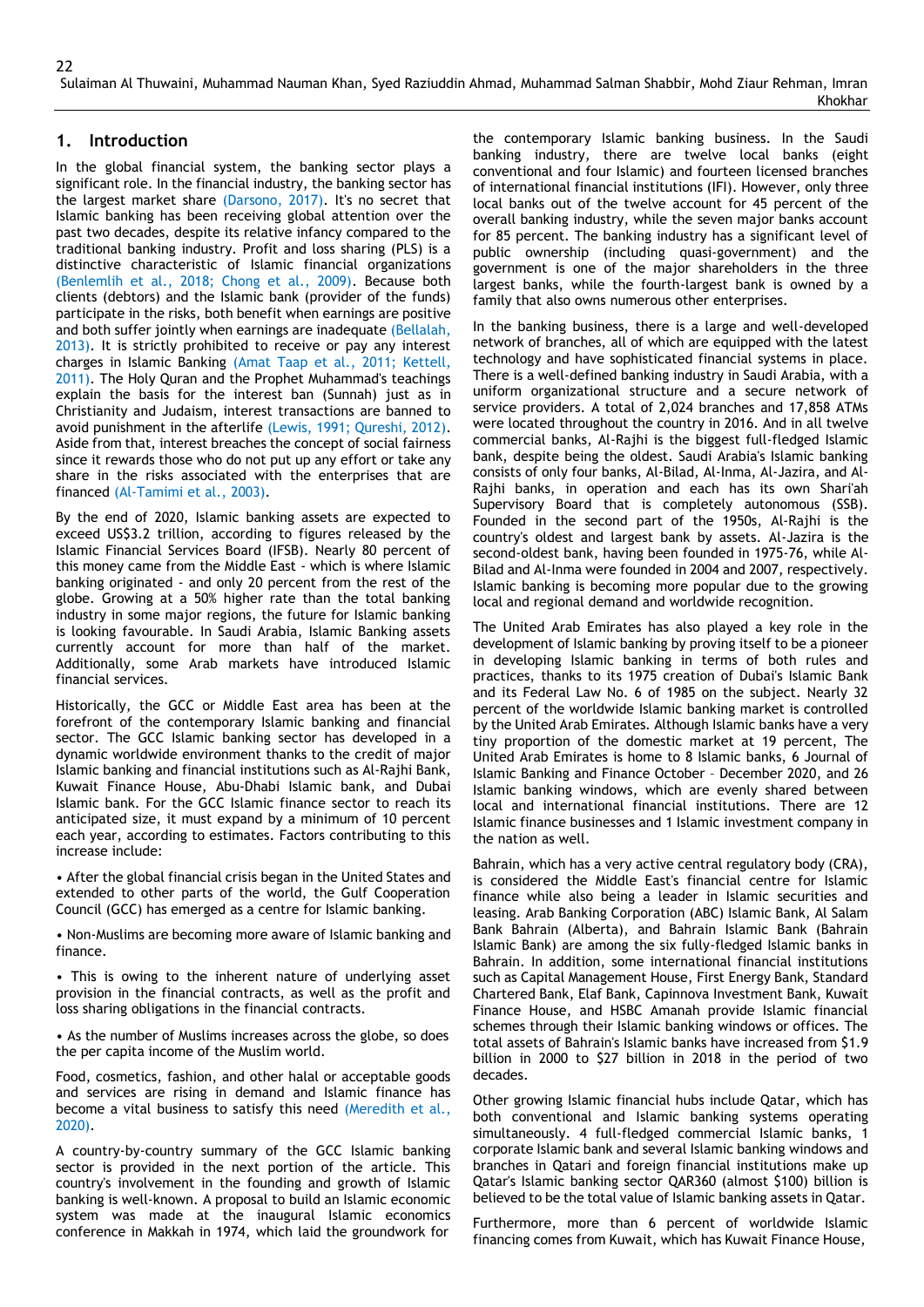## 1. Introduction

In the global financial system, the banking sector plays a significant role. In the financial industry, the banking sector has the largest market share (Darsono, 2017). It's no secret that Islamic banking has been receiving global attention over the past two decades, despite its relative infancy compared to the traditional banking industry. Profit and loss sharing (PLS) is a distinctive characteristic of Islamic financial organizations (Benlemlih et al., 2018; Chong et al., 2009). Because both clients (debtors) and the Islamic bank (provider of the funds) participate in the risks, both benefit when earnings are positive and both suffer jointly when earnings are inadequate (Bellalah, 2013). It is strictly prohibited to receive or pay any interest charges in Islamic Banking (Amat Taap et al., 2011; Kettell, 2011). The Holy Quran and the Prophet Muhammad's teachings explain the basis for the interest ban (Sunnah) just as in Christianity and Judaism, interest transactions are banned to avoid punishment in the afterlife (Lewis, 1991; Qureshi, 2012). Aside from that, interest breaches the concept of social fairness since it rewards those who do not put up any effort or take any share in the risks associated with the enterprises that are financed (Al-Tamimi et al., 2003).

By the end of 2020, Islamic banking assets are expected to exceed US$3.2 trillion, according to figures released by the Islamic Financial Services Board (IFSB). Nearly 80 percent of this money came from the Middle East - which is where Islamic banking originated - and only 20 percent from the rest of the globe. Growing at a 50% higher rate than the total banking industry in some major regions, the future for Islamic banking is looking favourable. In Saudi Arabia, Islamic Banking assets currently account for more than half of the market. Additionally, some Arab markets have introduced Islamic financial services.

Historically, the GCC or Middle East area has been at the forefront of the contemporary Islamic banking and financial sector. The GCC Islamic banking sector has developed in a dynamic worldwide environment thanks to the credit of major Islamic banking and financial institutions such as Al-Rajhi Bank, Kuwait Finance House, Abu-Dhabi Islamic bank, and Dubai Islamic bank. For the GCC Islamic finance sector to reach its anticipated size, it must expand by a minimum of 10 percent each year, according to estimates. Factors contributing to this increase include:

- After the global financial crisis began in the United States and extended to other parts of the world, the Gulf Cooperation Council (GCC) has emerged as a centre for Islamic banking.
- Non-Muslims are becoming more aware of Islamic banking and finance.
- This is owing to the inherent nature of underlying asset provision in the financial contracts, as well as the profit and loss sharing obligations in the financial contracts.
- As the number of Muslims increases across the globe, so does the per capita income of the Muslim world.

Food, cosmetics, fashion, and other halal or acceptable goods and services are rising in demand and Islamic finance has become a vital business to satisfy this need (Meredith et al., 2020).

A country-by-country summary of the GCC Islamic banking sector is provided in the next portion of the article. This country's involvement in the founding and growth of Islamic banking is well-known. A proposal to build an Islamic economic system was made at the inaugural Islamic economics conference in Makkah in 1974, which laid the groundwork for the contemporary Islamic banking business. In the Saudi banking industry, there are twelve local banks (eight conventional and four Islamic) and fourteen licensed branches of international financial institutions (IFI). However, only three local banks out of the twelve account for 45 percent of the overall banking industry, while the seven major banks account for 85 percent. The banking industry has a significant level of public ownership (including quasi-government) and the government is one of the major shareholders in the three largest banks, while the fourth-largest bank is owned by a family that also owns numerous other enterprises.

In the banking business, there is a large and well-developed network of branches, all of which are equipped with the latest technology and have sophisticated financial systems in place. There is a well-defined banking industry in Saudi Arabia, with a uniform organizational structure and a secure network of service providers. A total of 2,024 branches and 17,858 ATMs were located throughout the country in 2016. And in all twelve commercial banks, Al-Rajhi is the biggest full-fledged Islamic bank, despite being the oldest. Saudi Arabia's Islamic banking consists of only four banks, Al-Bilad, Al-Inma, Al-Jazira, and Al-Rajhi banks, in operation and each has its own Shari'ah Supervisory Board that is completely autonomous (SSB). Founded in the second part of the 1950s, Al-Rajhi is the country's oldest and largest bank by assets. Al-Jazira is the second-oldest bank, having been founded in 1975-76, while Al-Bilad and Al-Inma were founded in 2004 and 2007, respectively. Islamic banking is becoming more popular due to the growing local and regional demand and worldwide recognition.

The United Arab Emirates has also played a key role in the development of Islamic banking by proving itself to be a pioneer in developing Islamic banking in terms of both rules and practices, thanks to its 1975 creation of Dubai's Islamic Bank and its Federal Law No. 6 of 1985 on the subject. Nearly 32 percent of the worldwide Islamic banking market is controlled by the United Arab Emirates. Although Islamic banks have a very tiny proportion of the domestic market at 19 percent, The United Arab Emirates is home to 8 Islamic banks, 6 Journal of Islamic Banking and Finance October – December 2020, and 26 Islamic banking windows, which are evenly shared between local and international financial institutions. There are 12 Islamic finance businesses and 1 Islamic investment company in the nation as well.

Bahrain, which has a very active central regulatory body (CRA), is considered the Middle East's financial centre for Islamic finance while also being a leader in Islamic securities and leasing. Arab Banking Corporation (ABC) Islamic Bank, Al Salam Bank Bahrain (Alberta), and Bahrain Islamic Bank (Bahrain Islamic Bank) are among the six fully-fledged Islamic banks in Bahrain. In addition, some international financial institutions such as Capital Management House, First Energy Bank, Standard Chartered Bank, Elaf Bank, Capinnova Investment Bank, Kuwait Finance House, and HSBC Amanah provide Islamic financial schemes through their Islamic banking windows or offices. The total assets of Bahrain's Islamic banks have increased from $1.9 billion in 2000 to $27 billion in 2018 in the period of two decades.

Other growing Islamic financial hubs include Qatar, which has both conventional and Islamic banking systems operating simultaneously. 4 full-fledged commercial Islamic banks, 1 corporate Islamic bank and several Islamic banking windows and branches in Qatari and foreign financial institutions make up Qatar's Islamic banking sector QAR360 (almost $100) billion is believed to be the total value of Islamic banking assets in Qatar.

Furthermore, more than 6 percent of worldwide Islamic financing comes from Kuwait, which has Kuwait Finance House,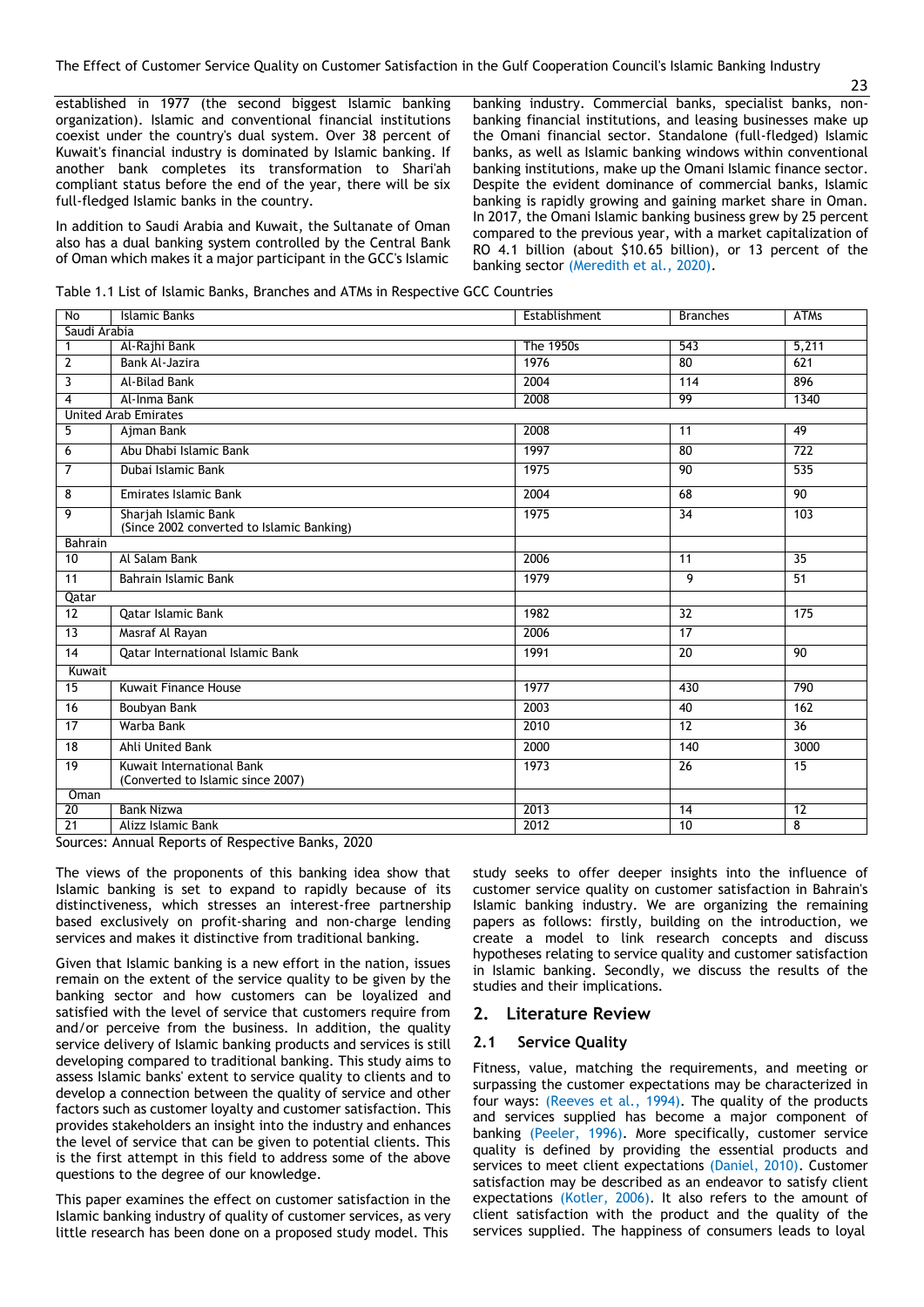established in 1977 (the second biggest Islamic banking organization). Islamic and conventional financial institutions coexist under the country's dual system. Over 38 percent of Kuwait's financial industry is dominated by Islamic banking. If another bank completes its transformation to Shari'ah compliant status before the end of the year, there will be six full-fledged Islamic banks in the country.

In addition to Saudi Arabia and Kuwait, the Sultanate of Oman also has a dual banking system controlled by the Central Bank of Oman which makes it a major participant in the GCC's Islamic banking industry. Commercial banks, specialist banks, non-banking financial institutions, and leasing businesses make up the Omani financial sector. Standalone (full-fledged) Islamic banks, as well as Islamic banking windows within conventional banking institutions, make up the Omani Islamic finance sector. Despite the evident dominance of commercial banks, Islamic banking is rapidly growing and gaining market share in Oman. In 2017, the Omani Islamic banking business grew by 25 percent compared to the previous year, with a market capitalization of RO 4.1 billion (about $10.65 billion), or 13 percent of the banking sector (Meredith et al., 2020).

Table 1.1 List of Islamic Banks, Branches and ATMs in Respective GCC Countries

| No | Islamic Banks | Establishment | Branches | ATMs |
|---|---|---|---|---|
| Saudi Arabia | | | | |
| 1 | Al-Rajhi Bank | The 1950s | 543 | 5,211 |
| 2 | Bank Al-Jazira | 1976 | 80 | 621 |
| 3 | Al-Bilad Bank | 2004 | 114 | 896 |
| 4 | Al-Inma Bank | 2008 | 99 | 1340 |
| United Arab Emirates | | | | |
| 5 | Ajman Bank | 2008 | 11 | 49 |
| 6 | Abu Dhabi Islamic Bank | 1997 | 80 | 722 |
| 7 | Dubai Islamic Bank | 1975 | 90 | 535 |
| 8 | Emirates Islamic Bank | 2004 | 68 | 90 |
| 9 | Sharjah Islamic Bank (Since 2002 converted to Islamic Banking) | 1975 | 34 | 103 |
| Bahrain | | | | |
| 10 | Al Salam Bank | 2006 | 11 | 35 |
| 11 | Bahrain Islamic Bank | 1979 | 9 | 51 |
| Qatar | | | | |
| 12 | Qatar Islamic Bank | 1982 | 32 | 175 |
| 13 | Masraf Al Rayan | 2006 | 17 | |
| 14 | Qatar International Islamic Bank | 1991 | 20 | 90 |
| Kuwait | | | | |
| 15 | Kuwait Finance House | 1977 | 430 | 790 |
| 16 | Boubyan Bank | 2003 | 40 | 162 |
| 17 | Warba Bank | 2010 | 12 | 36 |
| 18 | Ahli United Bank | 2000 | 140 | 3000 |
| 19 | Kuwait International Bank (Converted to Islamic since 2007) | 1973 | 26 | 15 |
| Oman | | | | |
| 20 | Bank Nizwa | 2013 | 14 | 12 |
| 21 | Alizz Islamic Bank | 2012 | 10 | 8 |

Sources: Annual Reports of Respective Banks, 2020

The views of the proponents of this banking idea show that Islamic banking is set to expand to rapidly because of its distinctiveness, which stresses an interest-free partnership based exclusively on profit-sharing and non-charge lending services and makes it distinctive from traditional banking.

Given that Islamic banking is a new effort in the nation, issues remain on the extent of the service quality to be given by the banking sector and how customers can be loyalized and satisfied with the level of service that customers require from and/or perceive from the business. In addition, the quality service delivery of Islamic banking products and services is still developing compared to traditional banking. This study aims to assess Islamic banks' extent to service quality to clients and to develop a connection between the quality of service and other factors such as customer loyalty and customer satisfaction. This provides stakeholders an insight into the industry and enhances the level of service that can be given to potential clients. This is the first attempt in this field to address some of the above questions to the degree of our knowledge.

This paper examines the effect on customer satisfaction in the Islamic banking industry of quality of customer services, as very little research has been done on a proposed study model. This study seeks to offer deeper insights into the influence of customer service quality on customer satisfaction in Bahrain's Islamic banking industry. We are organizing the remaining papers as follows: firstly, building on the introduction, we create a model to link research concepts and discuss hypotheses relating to service quality and customer satisfaction in Islamic banking. Secondly, we discuss the results of the studies and their implications.

## 2. Literature Review

### 2.1 Service Quality

Fitness, value, matching the requirements, and meeting or surpassing the customer expectations may be characterized in four ways: (Reeves et al., 1994). The quality of the products and services supplied has become a major component of banking (Peeler, 1996). More specifically, customer service quality is defined by providing the essential products and services to meet client expectations (Daniel, 2010). Customer satisfaction may be described as an endeavor to satisfy client expectations (Kotler, 2006). It also refers to the amount of client satisfaction with the product and the quality of the services supplied. The happiness of consumers leads to loyal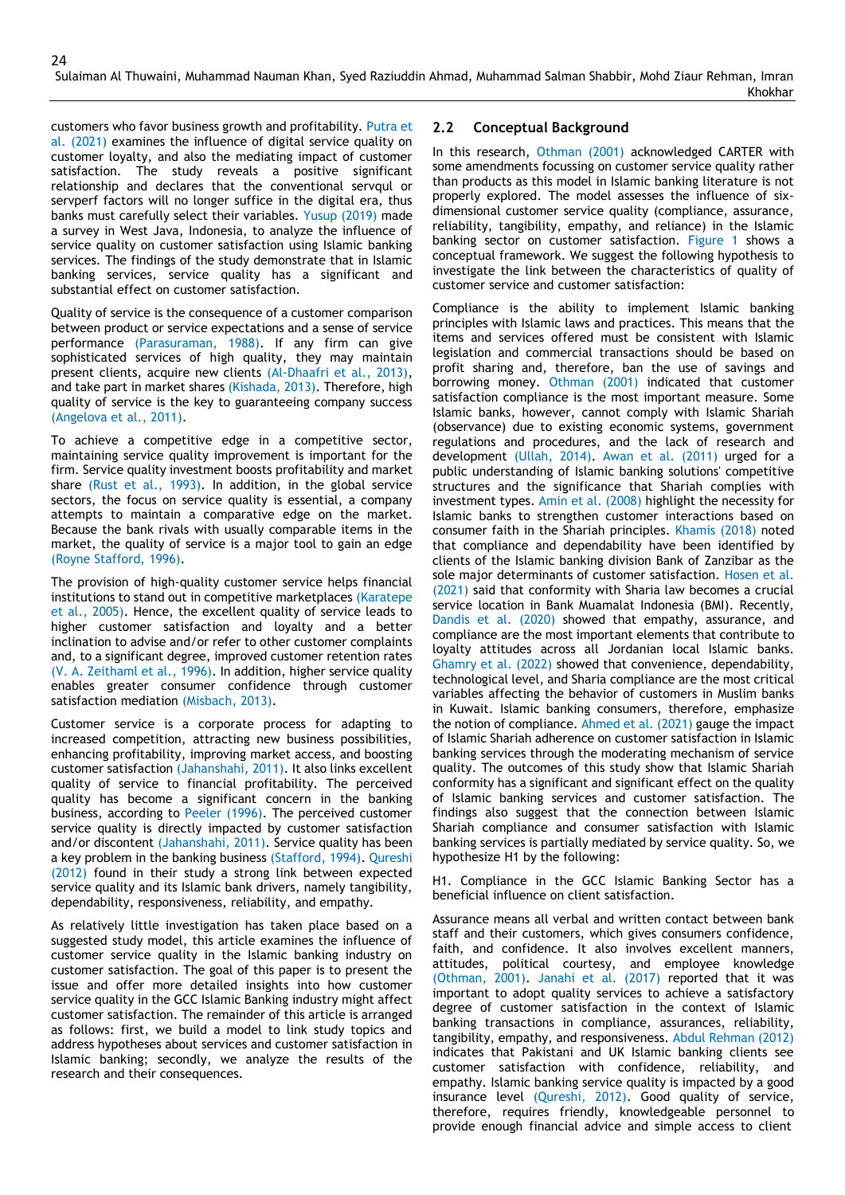customers who favor business growth and profitability. Putra et al. (2021) examines the influence of digital service quality on customer loyalty, and also the mediating impact of customer satisfaction. The study reveals a positive significant relationship and declares that the conventional servqul or servperf factors will no longer suffice in the digital era, thus banks must carefully select their variables. Yusup (2019) made a survey in West Java, Indonesia, to analyze the influence of service quality on customer satisfaction using Islamic banking services. The findings of the study demonstrate that in Islamic banking services, service quality has a significant and substantial effect on customer satisfaction.

Quality of service is the consequence of a customer comparison between product or service expectations and a sense of service performance (Parasuraman, 1988). If any firm can give sophisticated services of high quality, they may maintain present clients, acquire new clients (Al-Dhaafri et al., 2013), and take part in market shares (Kishada, 2013). Therefore, high quality of service is the key to guaranteeing company success (Angelova et al., 2011).

To achieve a competitive edge in a competitive sector, maintaining service quality improvement is important for the firm. Service quality investment boosts profitability and market share (Rust et al., 1993). In addition, in the global service sectors, the focus on service quality is essential, a company attempts to maintain a comparative edge on the market. Because the bank rivals with usually comparable items in the market, the quality of service is a major tool to gain an edge (Royne Stafford, 1996).

The provision of high-quality customer service helps financial institutions to stand out in competitive marketplaces (Karatepe et al., 2005). Hence, the excellent quality of service leads to higher customer satisfaction and loyalty and a better inclination to advise and/or refer to other customer complaints and, to a significant degree, improved customer retention rates (V. A. Zeithaml et al., 1996). In addition, higher service quality enables greater consumer confidence through customer satisfaction mediation (Misbach, 2013).

Customer service is a corporate process for adapting to increased competition, attracting new business possibilities, enhancing profitability, improving market access, and boosting customer satisfaction (Jahanshahi, 2011). It also links excellent quality of service to financial profitability. The perceived quality has become a significant concern in the banking business, according to Peeler (1996). The perceived customer service quality is directly impacted by customer satisfaction and/or discontent (Jahanshahi, 2011). Service quality has been a key problem in the banking business (Stafford, 1994). Qureshi (2012) found in their study a strong link between expected service quality and its Islamic bank drivers, namely tangibility, dependability, responsiveness, reliability, and empathy.

As relatively little investigation has taken place based on a suggested study model, this article examines the influence of customer service quality in the Islamic banking industry on customer satisfaction. The goal of this paper is to present the issue and offer more detailed insights into how customer service quality in the GCC Islamic Banking industry might affect customer satisfaction. The remainder of this article is arranged as follows: first, we build a model to link study topics and address hypotheses about services and customer satisfaction in Islamic banking; secondly, we analyze the results of the research and their consequences.

## 2.2 Conceptual Background

In this research, Othman (2001) acknowledged CARTER with some amendments focussing on customer service quality rather than products as this model in Islamic banking literature is not properly explored. The model assesses the influence of six-dimensional customer service quality (compliance, assurance, reliability, tangibility, empathy, and reliance) in the Islamic banking sector on customer satisfaction. Figure 1 shows a conceptual framework. We suggest the following hypothesis to investigate the link between the characteristics of quality of customer service and customer satisfaction:

Compliance is the ability to implement Islamic banking principles with Islamic laws and practices. This means that the items and services offered must be consistent with Islamic legislation and commercial transactions should be based on profit sharing and, therefore, ban the use of savings and borrowing money. Othman (2001) indicated that customer satisfaction compliance is the most important measure. Some Islamic banks, however, cannot comply with Islamic Shariah (observance) due to existing economic systems, government regulations and procedures, and the lack of research and development (Ullah, 2014). Awan et al. (2011) urged for a public understanding of Islamic banking solutions' competitive structures and the significance that Shariah complies with investment types. Amin et al. (2008) highlight the necessity for Islamic banks to strengthen customer interactions based on consumer faith in the Shariah principles. Khamis (2018) noted that compliance and dependability have been identified by clients of the Islamic banking division Bank of Zanzibar as the sole major determinants of customer satisfaction. Hosen et al. (2021) said that conformity with Sharia law becomes a crucial service location in Bank Muamalat Indonesia (BMI). Recently, Dandis et al. (2020) showed that empathy, assurance, and compliance are the most important elements that contribute to loyalty attitudes across all Jordanian local Islamic banks. Ghamry et al. (2022) showed that convenience, dependability, technological level, and Sharia compliance are the most critical variables affecting the behavior of customers in Muslim banks in Kuwait. Islamic banking consumers, therefore, emphasize the notion of compliance. Ahmed et al. (2021) gauge the impact of Islamic Shariah adherence on customer satisfaction in Islamic banking services through the moderating mechanism of service quality. The outcomes of this study show that Islamic Shariah conformity has a significant and significant effect on the quality of Islamic banking services and customer satisfaction. The findings also suggest that the connection between Islamic Shariah compliance and consumer satisfaction with Islamic banking services is partially mediated by service quality. So, we hypothesize H1 by the following:

H1. Compliance in the GCC Islamic Banking Sector has a beneficial influence on client satisfaction.

Assurance means all verbal and written contact between bank staff and their customers, which gives consumers confidence, faith, and confidence. It also involves excellent manners, attitudes, political courtesy, and employee knowledge (Othman, 2001). Janahi et al. (2017) reported that it was important to adopt quality services to achieve a satisfactory degree of customer satisfaction in the context of Islamic banking transactions in compliance, assurances, reliability, tangibility, empathy, and responsiveness. Abdul Rehman (2012) indicates that Pakistani and UK Islamic banking clients see customer satisfaction with confidence, reliability, and empathy. Islamic banking service quality is impacted by a good insurance level (Qureshi, 2012). Good quality of service, therefore, requires friendly, knowledgeable personnel to provide enough financial advice and simple access to client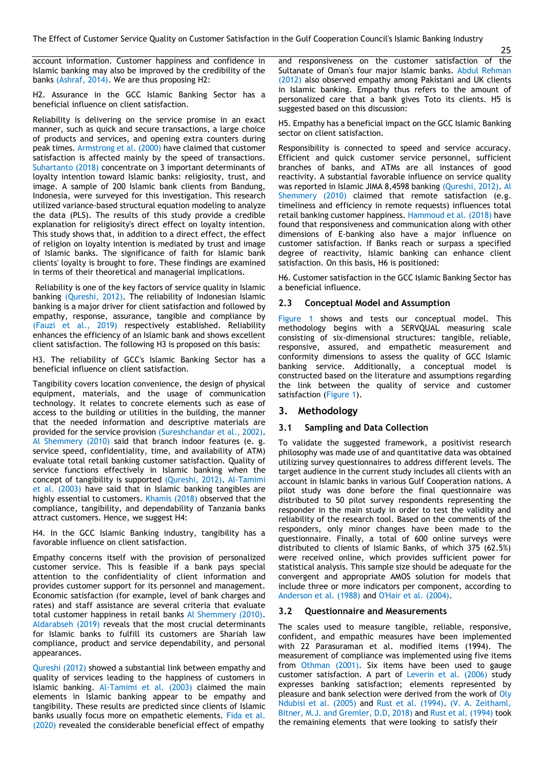account information. Customer happiness and confidence in Islamic banking may also be improved by the credibility of the banks (Ashraf, 2014). We are thus proposing H2:

H2. Assurance in the GCC Islamic Banking Sector has a beneficial influence on client satisfaction.

Reliability is delivering on the service promise in an exact manner, such as quick and secure transactions, a large choice of products and services, and opening extra counters during peak times. Armstrong et al. (2000) have claimed that customer satisfaction is affected mainly by the speed of transactions. Suhartanto (2018) concentrate on 3 important determinants of loyalty intention toward Islamic banks: religiosity, trust, and image. A sample of 200 Islamic bank clients from Bandung, Indonesia, were surveyed for this investigation. This research utilized variance-based structural equation modeling to analyze the data (PLS). The results of this study provide a credible explanation for religiosity's direct effect on loyalty intention. This study shows that, in addition to a direct effect, the effect of religion on loyalty intention is mediated by trust and image of Islamic banks. The significance of faith for Islamic bank clients' loyalty is brought to fore. These findings are examined in terms of their theoretical and managerial implications.

Reliability is one of the key factors of service quality in Islamic banking (Qureshi, 2012). The reliability of Indonesian Islamic banking is a major driver for client satisfaction and followed by empathy, response, assurance, tangible and compliance by (Fauzi et al., 2019) respectively established. Reliability enhances the efficiency of an Islamic bank and shows excellent client satisfaction. The following H3 is proposed on this basis:

H3. The reliability of GCC's Islamic Banking Sector has a beneficial influence on client satisfaction.

Tangibility covers location convenience, the design of physical equipment, materials, and the usage of communication technology. It relates to concrete elements such as ease of access to the building or utilities in the building, the manner that the needed information and descriptive materials are provided for the service provision (Sureshchandar et al., 2002). Al Shemmery (2010) said that branch indoor features (e. g. service speed, confidentiality, time, and availability of ATM) evaluate total retail banking customer satisfaction. Quality of service functions effectively in Islamic banking when the concept of tangibility is supported (Qureshi, 2012). Al-Tamimi et al. (2003) have said that in Islamic banking tangibles are highly essential to customers. Khamis (2018) observed that the compliance, tangibility, and dependability of Tanzania banks attract customers. Hence, we suggest H4:

H4. In the GCC Islamic Banking industry, tangibility has a favorable influence on client satisfaction.

Empathy concerns itself with the provision of personalized customer service. This is feasible if a bank pays special attention to the confidentiality of client information and provides customer support for its personnel and management. Economic satisfaction (for example, level of bank charges and rates) and staff assistance are several criteria that evaluate total customer happiness in retail banks Al Shemmery (2010). Aldarabseh (2019) reveals that the most crucial determinants for Islamic banks to fulfill its customers are Shariah law compliance, product and service dependability, and personal appearances.

Qureshi (2012) showed a substantial link between empathy and quality of services leading to the happiness of customers in Islamic banking. Al-Tamimi et al. (2003) claimed the main elements in Islamic banking appear to be empathy and tangibility. These results are predicted since clients of Islamic banks usually focus more on empathetic elements. Fida et al. (2020) revealed the considerable beneficial effect of empathy and responsiveness on the customer satisfaction of the Sultanate of Oman's four major Islamic banks. Abdul Rehman (2012) also observed empathy among Pakistani and UK clients in Islamic banking. Empathy thus refers to the amount of personalized care that a bank gives Toto its clients. H5 is suggested based on this discussion:

H5. Empathy has a beneficial impact on the GCC Islamic Banking sector on client satisfaction.

Responsibility is connected to speed and service accuracy. Efficient and quick customer service personnel, sufficient branches of banks, and ATMs are all instances of good reactivity. A substantial favorable influence on service quality was reported in Islamic JIMA 8,4598 banking (Qureshi, 2012). Al Shemmery (2010) claimed that remote satisfaction (e.g. timeliness and efficiency in remote requests) influences total retail banking customer happiness. Hammoud et al. (2018) have found that responsiveness and communication along with other dimensions of E-banking also have a major influence on customer satisfaction. If Banks reach or surpass a specified degree of reactivity, Islamic banking can enhance client satisfaction. On this basis, H6 is positioned:

H6. Customer satisfaction in the GCC Islamic Banking Sector has a beneficial influence.

### 2.3 Conceptual Model and Assumption

Figure 1 shows and tests our conceptual model. This methodology begins with a SERVQUAL measuring scale consisting of six-dimensional structures: tangible, reliable, responsive, assured, and empathetic measurement and conformity dimensions to assess the quality of GCC Islamic banking service. Additionally, a conceptual model is constructed based on the literature and assumptions regarding the link between the quality of service and customer satisfaction (Figure 1).

## 3. Methodology

### 3.1 Sampling and Data Collection

To validate the suggested framework, a positivist research philosophy was made use of and quantitative data was obtained utilizing survey questionnaires to address different levels. The target audience in the current study includes all clients with an account in Islamic banks in various Gulf Cooperation nations. A pilot study was done before the final questionnaire was distributed to 50 pilot survey respondents representing the responder in the main study in order to test the validity and reliability of the research tool. Based on the comments of the responders, only minor changes have been made to the questionnaire. Finally, a total of 600 online surveys were distributed to clients of Islamic Banks, of which 375 (62.5%) were received online, which provides sufficient power for statistical analysis. This sample size should be adequate for the convergent and appropriate AMOS solution for models that include three or more indicators per component, according to Anderson et al. (1988) and O'Hair et al. (2004).

### 3.2 Questionnaire and Measurements

The scales used to measure tangible, reliable, responsive, confident, and empathic measures have been implemented with 22 Parasuraman et al. modified items (1994). The measurement of compliance was implemented using five items from Othman (2001). Six items have been used to gauge customer satisfaction. A part of Leverin et al. (2006) study expresses banking satisfaction; elements represented by pleasure and bank selection were derived from the work of Oly Ndubisi et al. (2005) and Rust et al. (1994). (V. A. Zeithaml, Bitner, M.J. and Gremler, D.D, 2018) and Rust et al. (1994) took the remaining elements that were looking to satisfy their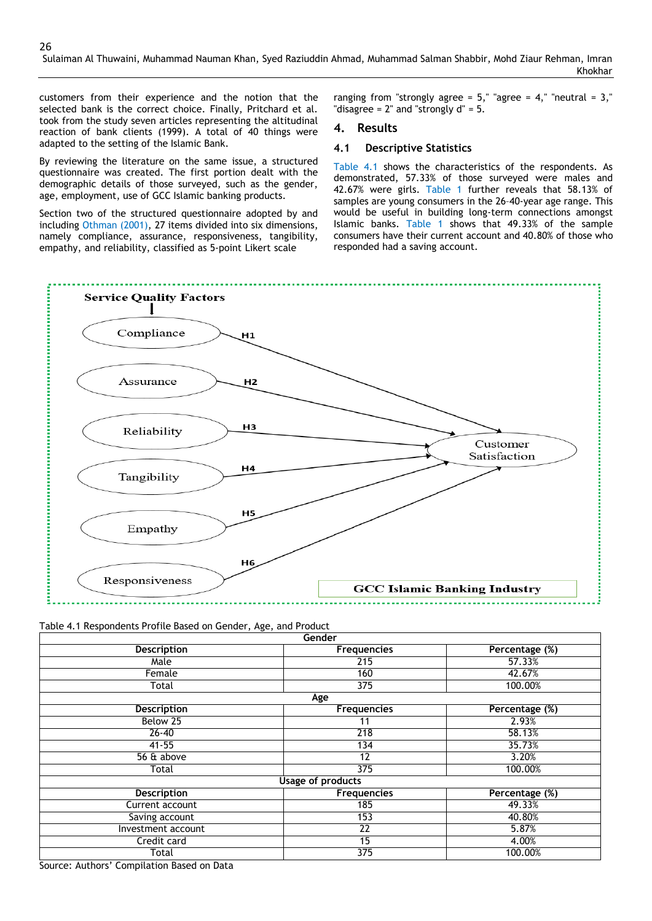customers from their experience and the notion that the selected bank is the correct choice. Finally, Pritchard et al. took from the study seven articles representing the altitudinal reaction of bank clients (1999). A total of 40 things were adapted to the setting of the Islamic Bank.

By reviewing the literature on the same issue, a structured questionnaire was created. The first portion dealt with the demographic details of those surveyed, such as the gender, age, employment, use of GCC Islamic banking products.

Section two of the structured questionnaire adopted by and including Othman (2001), 27 items divided into six dimensions, namely compliance, assurance, responsiveness, tangibility, empathy, and reliability, classified as 5-point Likert scale ranging from "strongly agree = 5," "agree = 4," "neutral = 3," "disagree = 2" and "strongly d" = 5.

## 4. Results

### 4.1 Descriptive Statistics

Table 4.1 shows the characteristics of the respondents. As demonstrated, 57.33% of those surveyed were males and 42.67% were girls. Table 1 further reveals that 58.13% of samples are young consumers in the 26-40-year age range. This would be useful in building long-term connections amongst Islamic banks. Table 1 shows that 49.33% of the sample consumers have their current account and 40.80% of those who responded had a saving account.

Service Quality Factors

Compliance → H1 → Customer Satisfaction
Assurance → H2 → Customer Satisfaction
Reliability → H3 → Customer Satisfaction
Tangibility → H4 → Customer Satisfaction
Empathy → H5 → Customer Satisfaction
Responsiveness → H6 → Customer Satisfaction

GCC Islamic Banking Industry

Table 4.1 Respondents Profile Based on Gender, Age, and Product

| Gender | | |
|---|---|---|
| **Description** | **Frequencies** | **Percentage (%)** |
| Male | 215 | 57.33% |
| Female | 160 | 42.67% |
| Total | 375 | 100.00% |
| **Age** | | |
| **Description** | **Frequencies** | **Percentage (%)** |
| Below 25 | 11 | 2.93% |
| 26-40 | 218 | 58.13% |
| 41-55 | 134 | 35.73% |
| 56 & above | 12 | 3.20% |
| Total | 375 | 100.00% |
| **Usage of products** | | |
| **Description** | **Frequencies** | **Percentage (%)** |
| Current account | 185 | 49.33% |
| Saving account | 153 | 40.80% |
| Investment account | 22 | 5.87% |
| Credit card | 15 | 4.00% |
| Total | 375 | 100.00% |

Source: Authors' Compilation Based on Data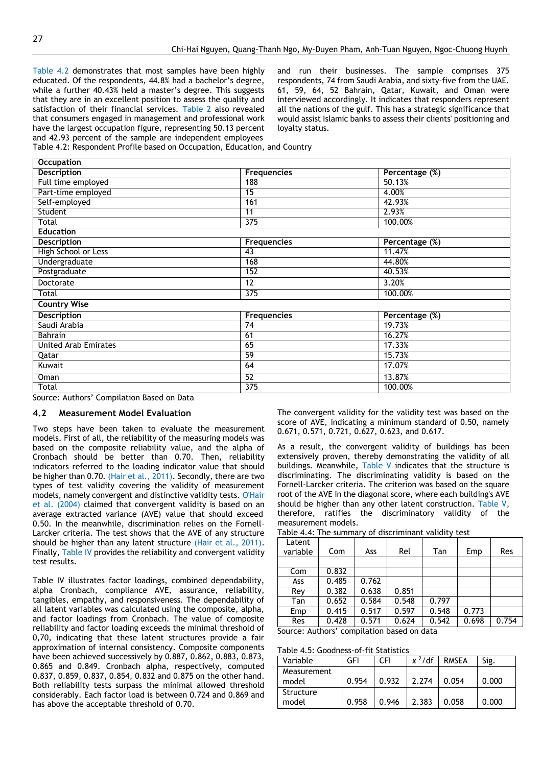Table 4.2 demonstrates that most samples have been highly educated. Of the respondents, 44.8% had a bachelor's degree, while a further 40.43% held a master's degree. This suggests that they are in an excellent position to assess the quality and satisfaction of their financial services. Table 2 also revealed that consumers engaged in management and professional work have the largest occupation figure, representing 50.13 percent and 42.93 percent of the sample are independent employees and run their businesses. The sample comprises 375 respondents, 74 from Saudi Arabia, and sixty-five from the UAE. 61, 59, 64, 52 Bahrain, Qatar, Kuwait, and Oman were interviewed accordingly. It indicates that responders represent all the nations of the gulf. This has a strategic significance that would assist Islamic banks to assess their clients' positioning and loyalty status.

Table 4.2: Respondent Profile based on Occupation, Education, and Country

| **Occupation** | | |
|---|---|---|
| **Description** | **Frequencies** | **Percentage (%)** |
| Full time employed | 188 | 50.13% |
| Part-time employed | 15 | 4.00% |
| Self-employed | 161 | 42.93% |
| Student | 11 | 2.93% |
| Total | 375 | 100.00% |
| **Education** | | |
| **Description** | **Frequencies** | **Percentage (%)** |
| High School or Less | 43 | 11.47% |
| Undergraduate | 168 | 44.80% |
| Postgraduate | 152 | 40.53% |
| Doctorate | 12 | 3.20% |
| Total | 375 | 100.00% |
| **Country Wise** | | |
| **Description** | **Frequencies** | **Percentage (%)** |
| Saudi Arabia | 74 | 19.73% |
| Bahrain | 61 | 16.27% |
| United Arab Emirates | 65 | 17.33% |
| Qatar | 59 | 15.73% |
| Kuwait | 64 | 17.07% |
| Oman | 52 | 13.87% |
| Total | 375 | 100.00% |

Source: Authors' Compilation Based on Data

### 4.2 Measurement Model Evaluation

Two steps have been taken to evaluate the measurement models. First of all, the reliability of the measuring models was based on the composite reliability value, and the alpha of Cronbach should be better than 0.70. Then, reliability indicators referred to the loading indicator value that should be higher than 0.70. (Hair et al., 2011). Secondly, there are two types of test validity covering the validity of measurement models, namely convergent and distinctive validity tests. O'Hair et al. (2004) claimed that convergent validity is based on an average extracted variance (AVE) value that should exceed 0.50. In the meanwhile, discrimination relies on the Fornell-Larcker criteria. The test shows that the AVE of any structure should be higher than any latent structure (Hair et al., 2011). Finally, Table IV provides the reliability and convergent validity test results.

Table IV illustrates factor loadings, combined dependability, alpha Cronbach, compliance AVE, assurance, reliability, tangibles, empathy, and responsiveness. The dependability of all latent variables was calculated using the composite, alpha, and factor loadings from Cronbach. The value of composite reliability and factor loading exceeds the minimal threshold of 0,70, indicating that these latent structures provide a fair approximation of internal consistency. Composite components have been achieved successively by 0.887, 0.862, 0.883, 0.873, 0.865 and 0.849. Cronbach alpha, respectively, computed 0.837, 0.859, 0.837, 0.854, 0.832 and 0.875 on the other hand. Both reliability tests surpass the minimal allowed threshold considerably. Each factor load is between 0.724 and 0.869 and has above the acceptable threshold of 0.70.

The convergent validity for the validity test was based on the score of AVE, indicating a minimum standard of 0.50, namely 0.671, 0.571, 0.721, 0.627, 0.623, and 0.617.

As a result, the convergent validity of buildings has been extensively proven, thereby demonstrating the validity of all buildings. Meanwhile, Table V indicates that the structure is discriminating. The discriminating validity is based on the Fornell-Larcker criteria. The criterion was based on the square root of the AVE in the diagonal score, where each building's AVE should be higher than any other latent construction. Table V, therefore, ratifies the discriminatory validity of the measurement models.

Table 4.4: The summary of discriminant validity test

| Latent variable | Com | Ass | Rel | Tan | Emp | Res |
|---|---|---|---|---|---|---|
| | | | | | | |
| Com | 0.832 | | | | | |
| Ass | 0.485 | 0.762 | | | | |
| Rey | 0.382 | 0.638 | 0.851 | | | |
| Tan | 0.652 | 0.584 | 0.548 | 0.797 | | |
| Emp | 0.415 | 0.517 | 0.597 | 0.548 | 0.773 | |
| Res | 0.428 | 0.571 | 0.624 | 0.542 | 0.698 | 0.754 |

Source: Authors' compilation based on data

Table 4.5: Goodness-of-fit Statistics

| Variable | GFI | CFI | $x^2$/df | RMSEA | Sig. |
|---|---|---|---|---|---|
| Measurement model | 0.954 | 0.932 | 2.274 | 0.054 | 0.000 |
| Structure model | 0.958 | 0.946 | 2.383 | 0.058 | 0.000 |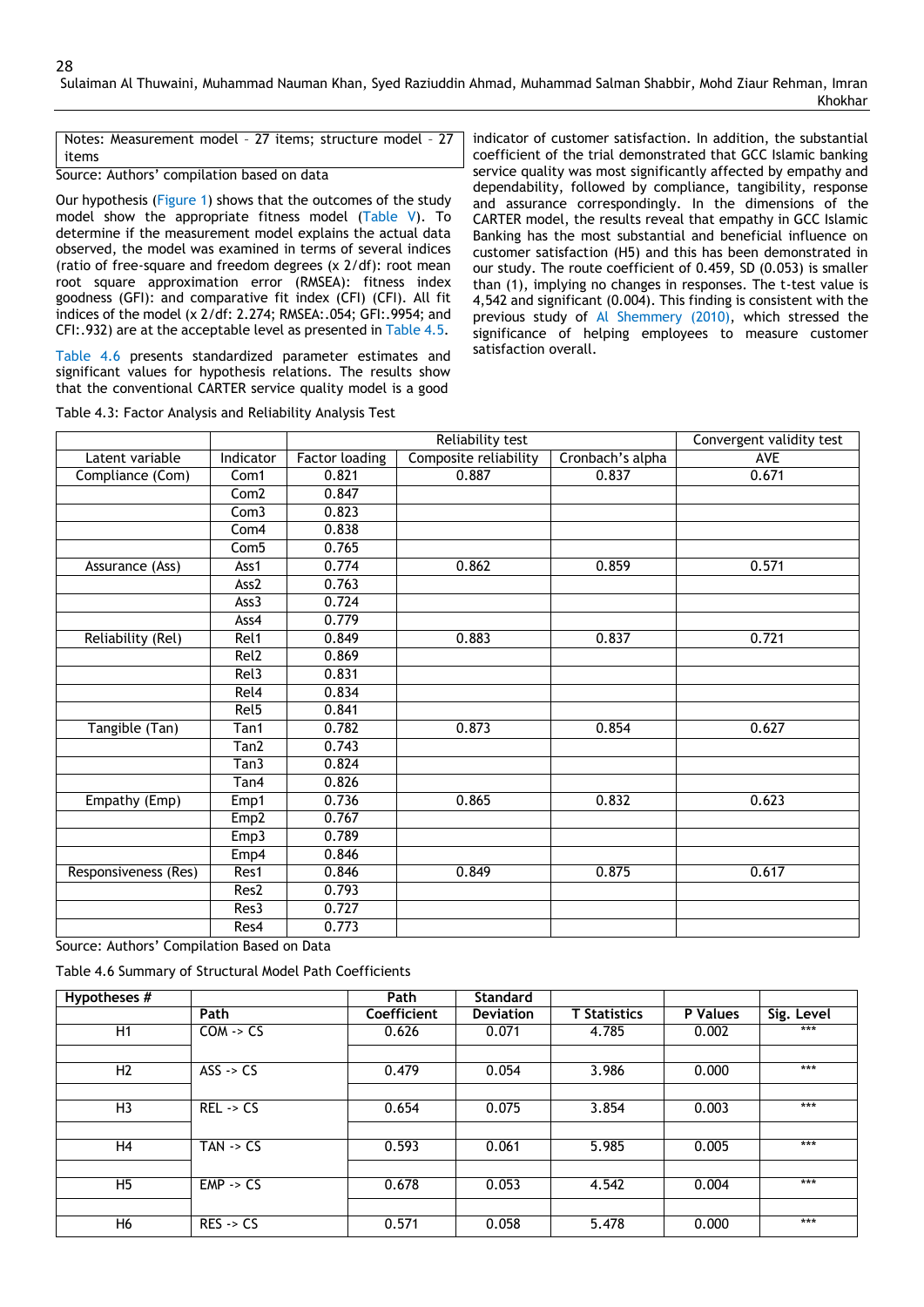| Notes: Measurement model – 27 items; structure model – 27 items |
|---|

Source: Authors' compilation based on data

Our hypothesis (Figure 1) shows that the outcomes of the study model show the appropriate fitness model (Table V). To determine if the measurement model explains the actual data observed, the model was examined in terms of several indices (ratio of free-square and freedom degrees (x 2/df): root mean root square approximation error (RMSEA): fitness index goodness (GFI): and comparative fit index (CFI) (CFI). All fit indices of the model (x 2/df: 2.274; RMSEA:.054; GFI:.9954; and CFI:.932) are at the acceptable level as presented in Table 4.5.

Table 4.6 presents standardized parameter estimates and significant values for hypothesis relations. The results show that the conventional CARTER service quality model is a good indicator of customer satisfaction. In addition, the substantial coefficient of the trial demonstrated that GCC Islamic banking service quality was most significantly affected by empathy and dependability, followed by compliance, tangibility, response and assurance correspondingly. In the dimensions of the CARTER model, the results reveal that empathy in GCC Islamic Banking has the most substantial and beneficial influence on customer satisfaction (H5) and this has been demonstrated in our study. The route coefficient of 0.459, SD (0.053) is smaller than (1), implying no changes in responses. The t-test value is 4,542 and significant (0.004). This finding is consistent with the previous study of Al Shemmery (2010), which stressed the significance of helping employees to measure customer satisfaction overall.

Table 4.3: Factor Analysis and Reliability Analysis Test

| | | Reliability test | | | Convergent validity test |
|---|---|---|---|---|---|
| Latent variable | Indicator | Factor loading | Composite reliability | Cronbach's alpha | AVE |
| Compliance (Com) | Com1 | 0.821 | 0.887 | 0.837 | 0.671 |
| | Com2 | 0.847 | | | |
| | Com3 | 0.823 | | | |
| | Com4 | 0.838 | | | |
| | Com5 | 0.765 | | | |
| Assurance (Ass) | Ass1 | 0.774 | 0.862 | 0.859 | 0.571 |
| | Ass2 | 0.763 | | | |
| | Ass3 | 0.724 | | | |
| | Ass4 | 0.779 | | | |
| Reliability (Rel) | Rel1 | 0.849 | 0.883 | 0.837 | 0.721 |
| | Rel2 | 0.869 | | | |
| | Rel3 | 0.831 | | | |
| | Rel4 | 0.834 | | | |
| | Rel5 | 0.841 | | | |
| Tangible (Tan) | Tan1 | 0.782 | 0.873 | 0.854 | 0.627 |
| | Tan2 | 0.743 | | | |
| | Tan3 | 0.824 | | | |
| | Tan4 | 0.826 | | | |
| Empathy (Emp) | Emp1 | 0.736 | 0.865 | 0.832 | 0.623 |
| | Emp2 | 0.767 | | | |
| | Emp3 | 0.789 | | | |
| | Emp4 | 0.846 | | | |
| Responsiveness (Res) | Res1 | 0.846 | 0.849 | 0.875 | 0.617 |
| | Res2 | 0.793 | | | |
| | Res3 | 0.727 | | | |
| | Res4 | 0.773 | | | |

Source: Authors' Compilation Based on Data

Table 4.6 Summary of Structural Model Path Coefficients

| **Hypotheses #** | **Path** | **Path Coefficient** | **Standard Deviation** | **T Statistics** | **P Values** | **Sig. Level** |
|---|---|---|---|---|---|---|
| H1 | COM -> CS | 0.626 | 0.071 | 4.785 | 0.002 | *** |
| H2 | ASS -> CS | 0.479 | 0.054 | 3.986 | 0.000 | *** |
| H3 | REL -> CS | 0.654 | 0.075 | 3.854 | 0.003 | *** |
| H4 | TAN -> CS | 0.593 | 0.061 | 5.985 | 0.005 | *** |
| H5 | EMP -> CS | 0.678 | 0.053 | 4.542 | 0.004 | *** |
| H6 | RES -> CS | 0.571 | 0.058 | 5.478 | 0.000 | *** |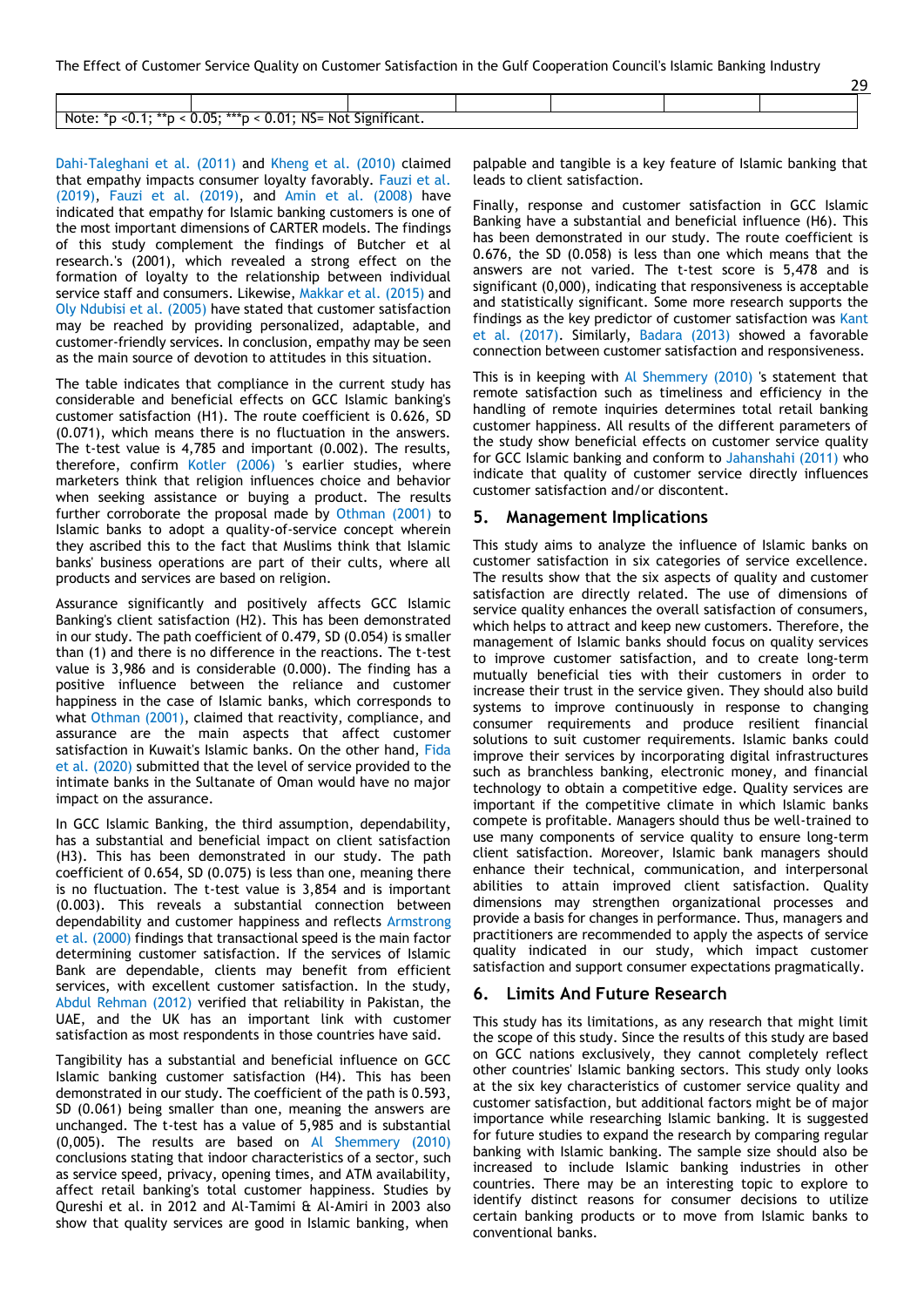| | | | | | | |
|---|---|---|---|---|---|---|
| Note: *p <0.1; **p < 0.05; ***p < 0.01; NS= Not Significant. | | | | | | |

Dahi-Taleghani et al. (2011) and Kheng et al. (2010) claimed that empathy impacts consumer loyalty favorably. Fauzi et al. (2019), Fauzi et al. (2019), and Amin et al. (2008) have indicated that empathy for Islamic banking customers is one of the most important dimensions of CARTER models. The findings of this study complement the findings of Butcher et al research.'s (2001), which revealed a strong effect on the formation of loyalty to the relationship between individual service staff and consumers. Likewise, Makkar et al. (2015) and Oly Ndubisi et al. (2005) have stated that customer satisfaction may be reached by providing personalized, adaptable, and customer-friendly services. In conclusion, empathy may be seen as the main source of devotion to attitudes in this situation.

The table indicates that compliance in the current study has considerable and beneficial effects on GCC Islamic banking's customer satisfaction (H1). The route coefficient is 0.626, SD (0.071), which means there is no fluctuation in the answers. The t-test value is 4,785 and important (0.002). The results, therefore, confirm Kotler (2006) 's earlier studies, where marketers think that religion influences choice and behavior when seeking assistance or buying a product. The results further corroborate the proposal made by Othman (2001) to Islamic banks to adopt a quality-of-service concept wherein they ascribed this to the fact that Muslims think that Islamic banks' business operations are part of their cults, where all products and services are based on religion.

Assurance significantly and positively affects GCC Islamic Banking's client satisfaction (H2). This has been demonstrated in our study. The path coefficient of 0.479, SD (0.054) is smaller than (1) and there is no difference in the reactions. The t-test value is 3,986 and is considerable (0.000). The finding has a positive influence between the reliance and customer happiness in the case of Islamic banks, which corresponds to what Othman (2001), claimed that reactivity, compliance, and assurance are the main aspects that affect customer satisfaction in Kuwait's Islamic banks. On the other hand, Fida et al. (2020) submitted that the level of service provided to the intimate banks in the Sultanate of Oman would have no major impact on the assurance.

In GCC Islamic Banking, the third assumption, dependability, has a substantial and beneficial impact on client satisfaction (H3). This has been demonstrated in our study. The path coefficient of 0.654, SD (0.075) is less than one, meaning there is no fluctuation. The t-test value is 3,854 and is important (0.003). This reveals a substantial connection between dependability and customer happiness and reflects Armstrong et al. (2000) findings that transactional speed is the main factor determining customer satisfaction. If the services of Islamic Bank are dependable, clients may benefit from efficient services, with excellent customer satisfaction. In the study, Abdul Rehman (2012) verified that reliability in Pakistan, the UAE, and the UK has an important link with customer satisfaction as most respondents in those countries have said.

Tangibility has a substantial and beneficial influence on GCC Islamic banking customer satisfaction (H4). This has been demonstrated in our study. The coefficient of the path is 0.593, SD (0.061) being smaller than one, meaning the answers are unchanged. The t-test has a value of 5,985 and is substantial (0,005). The results are based on Al Shemmery (2010) conclusions stating that indoor characteristics of a sector, such as service speed, privacy, opening times, and ATM availability, affect retail banking's total customer happiness. Studies by Qureshi et al. in 2012 and Al-Tamimi & Al-Amiri in 2003 also show that quality services are good in Islamic banking, when palpable and tangible is a key feature of Islamic banking that leads to client satisfaction.

Finally, response and customer satisfaction in GCC Islamic Banking have a substantial and beneficial influence (H6). This has been demonstrated in our study. The route coefficient is 0.676, the SD (0.058) is less than one which means that the answers are not varied. The t-test score is 5,478 and is significant (0,000), indicating that responsiveness is acceptable and statistically significant. Some more research supports the findings as the key predictor of customer satisfaction was Kant et al. (2017). Similarly, Badara (2013) showed a favorable connection between customer satisfaction and responsiveness.

This is in keeping with Al Shemmery (2010) 's statement that remote satisfaction such as timeliness and efficiency in the handling of remote inquiries determines total retail banking customer happiness. All results of the different parameters of the study show beneficial effects on customer service quality for GCC Islamic banking and conform to Jahanshahi (2011) who indicate that quality of customer service directly influences customer satisfaction and/or discontent.

## 5. Management Implications

This study aims to analyze the influence of Islamic banks on customer satisfaction in six categories of service excellence. The results show that the six aspects of quality and customer satisfaction are directly related. The use of dimensions of service quality enhances the overall satisfaction of consumers, which helps to attract and keep new customers. Therefore, the management of Islamic banks should focus on quality services to improve customer satisfaction, and to create long-term mutually beneficial ties with their customers in order to increase their trust in the service given. They should also build systems to improve continuously in response to changing consumer requirements and produce resilient financial solutions to suit customer requirements. Islamic banks could improve their services by incorporating digital infrastructures such as branchless banking, electronic money, and financial technology to obtain a competitive edge. Quality services are important if the competitive climate in which Islamic banks compete is profitable. Managers should thus be well-trained to use many components of service quality to ensure long-term client satisfaction. Moreover, Islamic bank managers should enhance their technical, communication, and interpersonal abilities to attain improved client satisfaction. Quality dimensions may strengthen organizational processes and provide a basis for changes in performance. Thus, managers and practitioners are recommended to apply the aspects of service quality indicated in our study, which impact customer satisfaction and support consumer expectations pragmatically.

## 6. Limits And Future Research

This study has its limitations, as any research that might limit the scope of this study. Since the results of this study are based on GCC nations exclusively, they cannot completely reflect other countries' Islamic banking sectors. This study only looks at the six key characteristics of customer service quality and customer satisfaction, but additional factors might be of major importance while researching Islamic banking. It is suggested for future studies to expand the research by comparing regular banking with Islamic banking. The sample size should also be increased to include Islamic banking industries in other countries. There may be an interesting topic to explore to identify distinct reasons for consumer decisions to utilize certain banking products or to move from Islamic banks to conventional banks.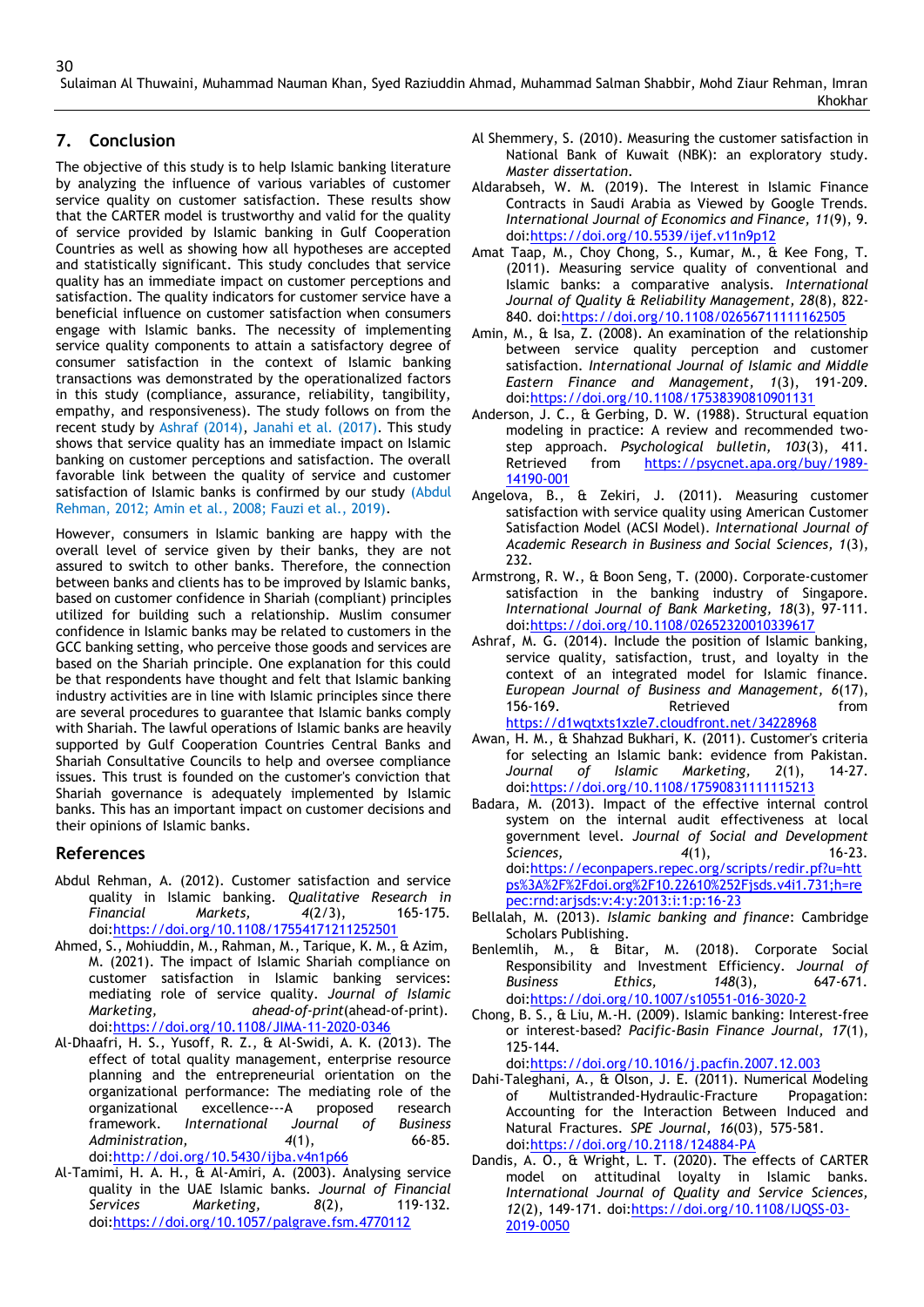## 7. Conclusion

The objective of this study is to help Islamic banking literature by analyzing the influence of various variables of customer service quality on customer satisfaction. These results show that the CARTER model is trustworthy and valid for the quality of service provided by Islamic banking in Gulf Cooperation Countries as well as showing how all hypotheses are accepted and statistically significant. This study concludes that service quality has an immediate impact on customer perceptions and satisfaction. The quality indicators for customer service have a beneficial influence on customer satisfaction when consumers engage with Islamic banks. The necessity of implementing service quality components to attain a satisfactory degree of consumer satisfaction in the context of Islamic banking transactions was demonstrated by the operationalized factors in this study (compliance, assurance, reliability, tangibility, empathy, and responsiveness). The study follows on from the recent study by Ashraf (2014), Janahi et al. (2017). This study shows that service quality has an immediate impact on Islamic banking on customer perceptions and satisfaction. The overall favorable link between the quality of service and customer satisfaction of Islamic banks is confirmed by our study (Abdul Rehman, 2012; Amin et al., 2008; Fauzi et al., 2019).

However, consumers in Islamic banking are happy with the overall level of service given by their banks, they are not assured to switch to other banks. Therefore, the connection between banks and clients has to be improved by Islamic banks, based on customer confidence in Shariah (compliant) principles utilized for building such a relationship. Muslim consumer confidence in Islamic banks may be related to customers in the GCC banking setting, who perceive those goods and services are based on the Shariah principle. One explanation for this could be that respondents have thought and felt that Islamic banking industry activities are in line with Islamic principles since there are several procedures to guarantee that Islamic banks comply with Shariah. The lawful operations of Islamic banks are heavily supported by Gulf Cooperation Countries Central Banks and Shariah Consultative Councils to help and oversee compliance issues. This trust is founded on the customer's conviction that Shariah governance is adequately implemented by Islamic banks. This has an important impact on customer decisions and their opinions of Islamic banks.

## References

Abdul Rehman, A. (2012). Customer satisfaction and service quality in Islamic banking. *Qualitative Research in Financial Markets, 4*(2/3), 165-175. doi:https://doi.org/10.1108/17554171211252501

Ahmed, S., Mohiuddin, M., Rahman, M., Tarique, K. M., & Azim, M. (2021). The impact of Islamic Shariah compliance on customer satisfaction in Islamic banking services: mediating role of service quality. *Journal of Islamic Marketing, ahead-of-print*(ahead-of-print). doi:https://doi.org/10.1108/JIMA-11-2020-0346

Al-Dhaafri, H. S., Yusoff, R. Z., & Al-Swidi, A. K. (2013). The effect of total quality management, enterprise resource planning and the entrepreneurial orientation on the organizational performance: The mediating role of the organizational excellence---A proposed research framework. *International Journal of Business Administration, 4*(1), 66-85. doi:http://doi.org/10.5430/ijba.v4n1p66

Al-Tamimi, H. A. H., & Al-Amiri, A. (2003). Analysing service quality in the UAE Islamic banks. *Journal of Financial Services Marketing, 8*(2), 119-132. doi:https://doi.org/10.1057/palgrave.fsm.4770112

Al Shemmery, S. (2010). Measuring the customer satisfaction in National Bank of Kuwait (NBK): an exploratory study. *Master dissertation*.

Aldarabseh, W. M. (2019). The Interest in Islamic Finance Contracts in Saudi Arabia as Viewed by General Trends. *International Journal of Economics and Finance, 11*(9), 9. doi:https://doi.org/10.5539/ijef.v11n9p12

Amat Taap, M., Choy Chong, S., Kumar, M., & Kee Fong, T. (2011). Measuring service quality of conventional and Islamic banks: a comparative analysis. *International Journal of Quality & Reliability Management, 28*(8), 822-840. doi:https://doi.org/10.1108/02656711111162505

Amin, M., & Isa, Z. (2008). An examination of the relationship between service quality perception and customer satisfaction. *International Journal of Islamic and Middle Eastern Finance and Management, 1*(3), 191-209. doi:https://doi.org/10.1108/17538390810901131

Anderson, J. C., & Gerbing, D. W. (1988). Structural equation modeling in practice: A review and recommended two-step approach. *Psychological bulletin, 103*(3), 411. Retrieved from https://psycnet.apa.org/buy/1989-14190-001

Angelova, B., & Zekiri, J. (2011). Measuring customer satisfaction with service quality using American Customer Satisfaction Model (ACSI Model). *International Journal of Academic Research in Business and Social Sciences, 1*(3), 232.

Armstrong, R. W., & Boon Seng, T. (2000). Corporate-customer satisfaction in the banking industry of Singapore. *International Journal of Bank Marketing, 18*(3), 97-111. doi:https://doi.org/10.1108/02652320010339617

Ashraf, M. G. (2014). Include the position of Islamic banking, service quality, satisfaction, trust, and loyalty in the context of an integrated model for Islamic finance. *European Journal of Business and Management, 6*(17), 156-169. Retrieved from https://d1wqtxts1xzle7.cloudfront.net/34228968

Awan, H. M., & Shahzad Bukhari, K. (2011). Customer's criteria for selecting an Islamic bank: evidence from Pakistan. *Journal of Islamic Marketing, 2*(1), 14-27. doi:https://doi.org/10.1108/17590831111115213

Badara, M. (2013). Impact of the effective internal control system on the internal audit effectiveness at local government level. *Journal of Social and Development Sciences, 4*(1), 16-23. doi:https://econpapers.repec.org/scripts/redir.pf?u=https%3A%2F%2Fdoi.org%2F10.22610%252Fjsds.v4i1.731;h=repec:rnd:arjsds:v:4:y:2013:i:1:p:16-23

Bellalah, M. (2013). *Islamic banking and finance*: Cambridge Scholars Publishing.

Benlemlih, M., & Bitar, M. (2018). Corporate Social Responsibility and Investment Efficiency. *Journal of Business Ethics, 148*(3), 647-671. doi:https://doi.org/10.1007/s10551-016-3020-2

Chong, B. S., & Liu, M.-H. (2009). Islamic banking: Interest-free or interest-based? *Pacific-Basin Finance Journal, 17*(1), 125-144. doi:https://doi.org/10.1016/j.pacfin.2007.12.003

Dahi-Taleghani, A., & Olson, J. E. (2011). Numerical Modeling of Multistranded-Hydraulic-Fracture Propagation: Accounting for the Interaction Between Induced and Natural Fractures. *SPE Journal, 16*(03), 575-581. doi:https://doi.org/10.2118/124884-PA

Dandis, A. O., & Wright, L. T. (2020). The effects of CARTER model on attitudinal loyalty in Islamic banks. *International Journal of Quality and Service Sciences, 12*(2), 149-171. doi:https://doi.org/10.1108/IJQSS-03-2019-0050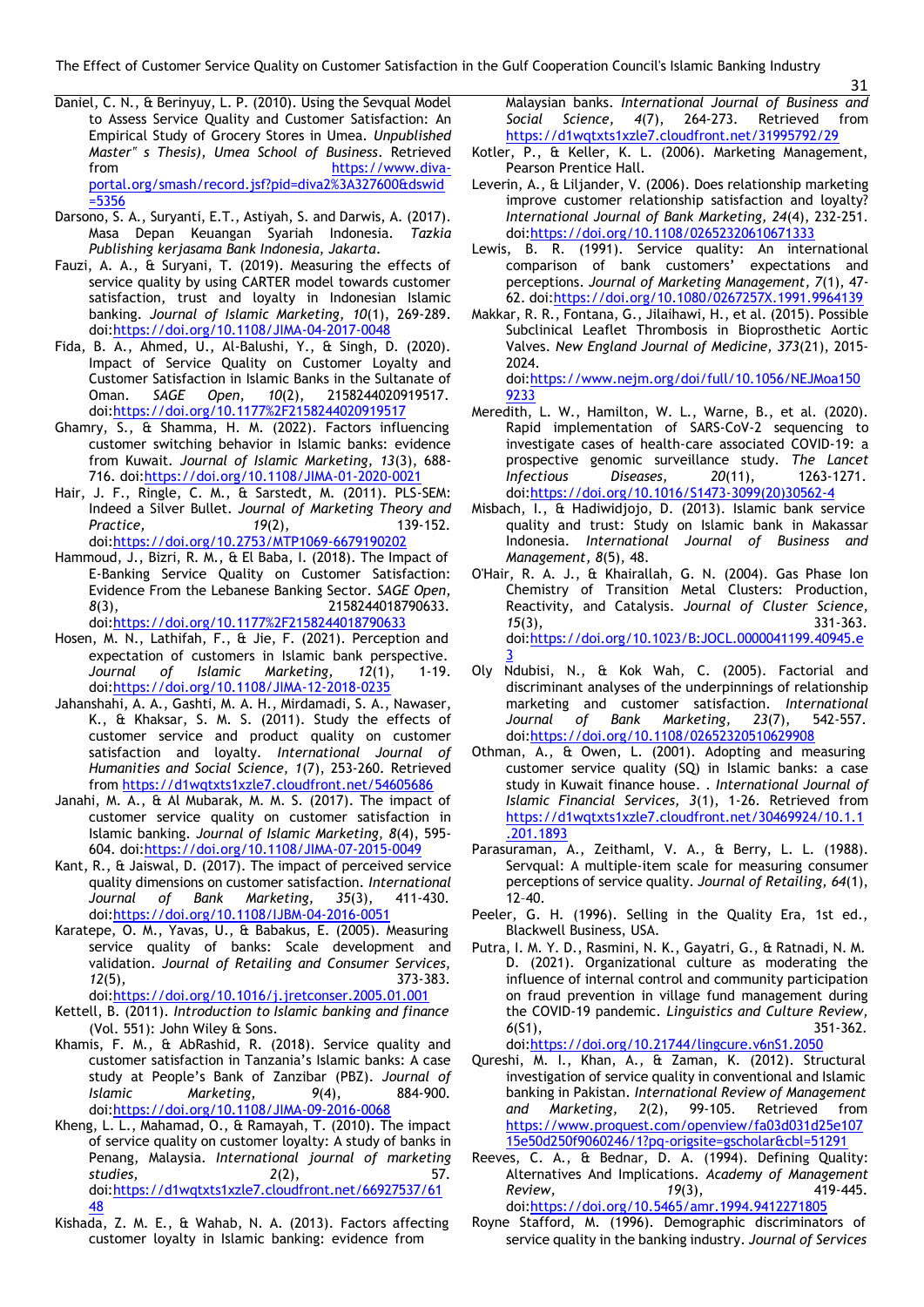Daniel, C. N., & Berinyuy, L. P. (2010). Using the Sevqual Model to Assess Service Quality and Customer Satisfaction: An Empirical Study of Grocery Stores in Umea. *Unpublished Master" s Thesis), Umea School of Business*. Retrieved from https://www.diva-portal.org/smash/record.jsf?pid=diva2%3A327600&dswid=5356

Darsono, S. A., Suryanti, E.T., Astiyah, S. and Darwis, A. (2017). Masa Depan Keuangan Syariah Indonesia. *Tazkia Publishing kerjasama Bank Indonesia, Jakarta*.

Fauzi, A. A., & Suryani, T. (2019). Measuring the effects of service quality by using CARTER model towards customer satisfaction, trust and loyalty in Indonesian Islamic banking. *Journal of Islamic Marketing, 10*(1), 269-289. doi:https://doi.org/10.1108/JIMA-04-2017-0048

Fida, B. A., Ahmed, U., Al-Balushi, Y., & Singh, D. (2020). Impact of Service Quality on Customer Loyalty and Customer Satisfaction in Islamic Banks in the Sultanate of Oman. *SAGE Open, 10*(2), 2158244020919517. doi:https://doi.org/10.1177%2F2158244020919517

Ghamry, S., & Shamma, H. M. (2022). Factors influencing customer switching behavior in Islamic banks: evidence from Kuwait. *Journal of Islamic Marketing, 13*(3), 688-716. doi:https://doi.org/10.1108/JIMA-01-2020-0021

Hair, J. F., Ringle, C. M., & Sarstedt, M. (2011). PLS-SEM: Indeed a Silver Bullet. *Journal of Marketing Theory and Practice, 19*(2), 139-152. doi:https://doi.org/10.2753/MTP1069-6679190202

Hammoud, J., Bizri, R. M., & El Baba, I. (2018). The Impact of E-Banking Service Quality on Customer Satisfaction: Evidence From the Lebanese Banking Sector. *SAGE Open, 8*(3), 2158244018790633. doi:https://doi.org/10.1177%2F2158244018790633

Hosen, M. N., Lathifah, F., & Jie, F. (2021). Perception and expectation of customers in Islamic bank perspective. *Journal of Islamic Marketing, 12*(1), 1-19. doi:https://doi.org/10.1108/JIMA-12-2018-0235

Jahanshahi, A. A., Gashti, M. A. H., Mirdamadi, S. A., Nawaser, K., & Khaksar, S. M. S. (2011). Study the effects of customer service and product quality on customer satisfaction and loyalty. *International Journal of Humanities and Social Science, 1*(7), 253-260. Retrieved from https://d1wqtxts1xzle7.cloudfront.net/54605686

Janahi, M. A., & Al Mubarak, M. M. S. (2017). The impact of customer service quality on customer satisfaction in Islamic banking. *Journal of Islamic Marketing, 8*(4), 595-604. doi:https://doi.org/10.1108/JIMA-07-2015-0049

Kant, R., & Jaiswal, D. (2017). The impact of perceived service quality dimensions on customer satisfaction. *International Journal of Bank Marketing, 35*(3), 411-430. doi:https://doi.org/10.1108/IJBM-04-2016-0051

Karatepe, O. M., Yavas, U., & Babakus, E. (2005). Measuring service quality of banks: Scale development and validation. *Journal of Retailing and Consumer Services, 12*(5), 373-383. doi:https://doi.org/10.1016/j.jretconser.2005.01.001

Kettell, B. (2011). *Introduction to Islamic banking and finance* (Vol. 551): John Wiley & Sons.

Khamis, F. M., & AbRashid, R. (2018). Service quality and customer satisfaction in Tanzania's Islamic banks: A case study at People's Bank of Zanzibar (PBZ). *Journal of Islamic Marketing, 9*(4), 884-900. doi:https://doi.org/10.1108/JIMA-09-2016-0068

Kheng, L. L., Mahamad, O., & Ramayah, T. (2010). The impact of service quality on customer loyalty: A study of banks in Penang, Malaysia. *International journal of marketing studies, 2*(2), 57. doi:https://d1wqtxts1xzle7.cloudfront.net/66927537/6148

Kishada, Z. M. E., & Wahab, N. A. (2013). Factors affecting customer loyalty in Islamic banking: evidence from Malaysian banks. *International Journal of Business and Social Science, 4*(7), 264-273. Retrieved from https://d1wqtxts1xzle7.cloudfront.net/31995792/29

Kotler, P., & Keller, K. L. (2006). Marketing Management, Pearson Prentice Hall.

Leverin, A., & Liljander, V. (2006). Does relationship marketing improve customer relationship satisfaction and loyalty? *International Journal of Bank Marketing, 24*(4), 232-251. doi:https://doi.org/10.1108/02652320610671333

Lewis, B. R. (1991). Service quality: An international comparison of bank customers' expectations and perceptions. *Journal of Marketing Management, 7*(1), 47-62. doi:https://doi.org/10.1080/0267257X.1991.9964139

Makkar, R. R., Fontana, G., Jilaihawi, H., et al. (2015). Possible Subclinical Leaflet Thrombosis in Bioprosthetic Aortic Valves. *New England Journal of Medicine, 373*(21), 2015-2024. doi:https://www.nejm.org/doi/full/10.1056/NEJMoa1509233

Meredith, L. W., Hamilton, W. L., Warne, B., et al. (2020). Rapid implementation of SARS-CoV-2 sequencing to investigate cases of health-care associated COVID-19: a prospective genomic surveillance study. *The Lancet Infectious Diseases, 20*(11), 1263-1271. doi:https://doi.org/10.1016/S1473-3099(20)30562-4

Misbach, I., & Hadiwidjojo, D. (2013). Islamic bank service quality and trust: Study on Islamic bank in Makassar Indonesia. *International Journal of Business and Management, 8*(5), 48.

O'Hair, R. A. J., & Khairallah, G. N. (2004). Gas Phase Ion Chemistry of Transition Metal Clusters: Production, Reactivity, and Catalysis. *Journal of Cluster Science, 15*(3), 331-363. doi:https://doi.org/10.1023/B:JOCL.0000041199.40945.e3

Oly Ndubisi, N., & Kok Wah, C. (2005). Factorial and discriminant analyses of the underpinnings of relationship marketing and customer satisfaction. *International Journal of Bank Marketing, 23*(7), 542-557. doi:https://doi.org/10.1108/02652320510629908

Othman, A., & Owen, L. (2001). Adopting and measuring customer service quality (SQ) in Islamic banks: a case study in Kuwait finance house. . *International Journal of Islamic Financial Services, 3*(1), 1-26. Retrieved from https://d1wqtxts1xzle7.cloudfront.net/30469924/10.1.1.201.1893

Parasuraman, A., Zeithaml, V. A., & Berry, L. L. (1988). Servqual: A multiple-item scale for measuring consumer perceptions of service quality. *Journal of Retailing, 64*(1), 12–40.

Peeler, G. H. (1996). Selling in the Quality Era, 1st ed., Blackwell Business, USA.

Putra, I. M. Y. D., Rasmini, N. K., Gayatri, G., & Ratnadi, N. M. D. (2021). Organizational culture as moderating the influence of internal control and community participation on fraud prevention in village fund management during the COVID-19 pandemic. *Linguistics and Culture Review, 6*(S1), 351-362. doi:https://doi.org/10.21744/lingcure.v6nS1.2050

Qureshi, M. I., Khan, A., & Zaman, K. (2012). Structural investigation of service quality in conventional and Islamic banking in Pakistan. *International Review of Management and Marketing, 2*(2), 99-105. Retrieved from https://www.proquest.com/openview/fa03d031d25e10715e50d250f9060246/1?pq-origsite=gscholar&cbl=51291

Reeves, C. A., & Bednar, D. A. (1994). Defining Quality: Alternatives And Implications. *Academy of Management Review, 19*(3), 419-445. doi:https://doi.org/10.5465/amr.1994.9412271805

Royne Stafford, M. (1996). Demographic discriminators of service quality in the banking industry. *Journal of Services*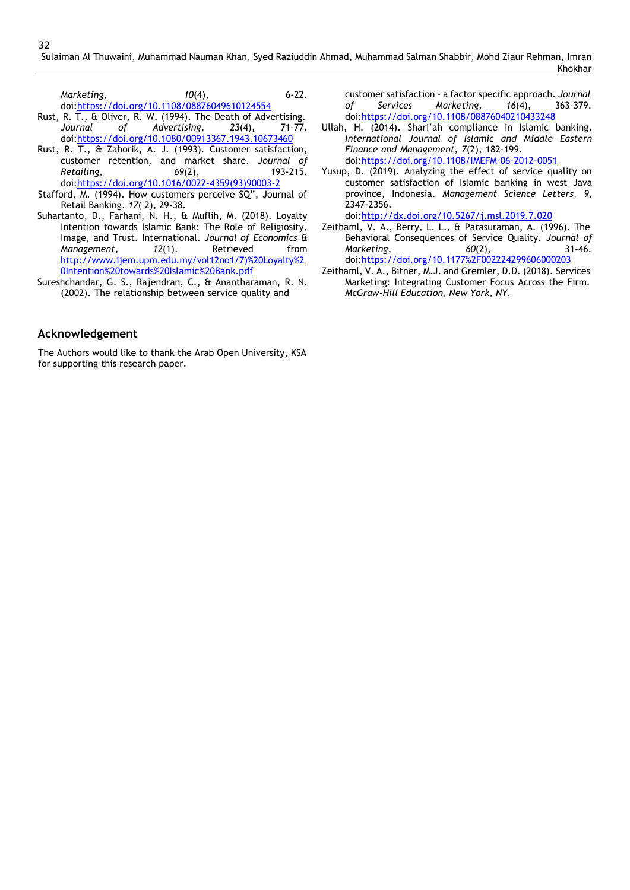*Marketing, 10*(4), 6-22. doi:https://doi.org/10.1108/08876049610124554

Rust, R. T., & Oliver, R. W. (1994). The Death of Advertising. *Journal of Advertising, 23*(4), 71-77. doi:https://doi.org/10.1080/00913367.1943.10673460

Rust, R. T., & Zahorik, A. J. (1993). Customer satisfaction, customer retention, and market share. *Journal of Retailing, 69*(2), 193-215. doi:https://doi.org/10.1016/0022-4359(93)90003-2

Stafford, M. (1994). How customers perceive SQ", Journal of Retail Banking. *17*( 2), 29-38.

Suhartanto, D., Farhani, N. H., & Muflih, M. (2018). Loyalty Intention towards Islamic Bank: The Role of Religiosity, Image, and Trust. International. *Journal of Economics & Management, 12*(1). Retrieved from http://www.ijem.upm.edu.my/vol12no1/7)%20Loyalty%20Intention%20towards%20Islamic%20Bank.pdf

Sureshchandar, G. S., Rajendran, C., & Anantharaman, R. N. (2002). The relationship between service quality and customer satisfaction – a factor specific approach. *Journal of Services Marketing, 16*(4), 363-379. doi:https://doi.org/10.1108/08876040210433248

Ullah, H. (2014). Shari'ah compliance in Islamic banking. *International Journal of Islamic and Middle Eastern Finance and Management, 7*(2), 182-199. doi:https://doi.org/10.1108/IMEFM-06-2012-0051

Yusup, D. (2019). Analyzing the effect of service quality on customer satisfaction of Islamic banking in west Java province, Indonesia. *Management Science Letters, 9*, 2347-2356. doi:http://dx.doi.org/10.5267/j.msl.2019.7.020

Zeithaml, V. A., Berry, L. L., & Parasuraman, A. (1996). The Behavioral Consequences of Service Quality. *Journal of Marketing, 60*(2), 31-46. doi:https://doi.org/10.1177%2F002224299606000203

Zeithaml, V. A., Bitner, M.J. and Gremler, D.D. (2018). Services Marketing: Integrating Customer Focus Across the Firm. *McGraw-Hill Education, New York, NY*.

## Acknowledgement

The Authors would like to thank the Arab Open University, KSA for supporting this research paper.